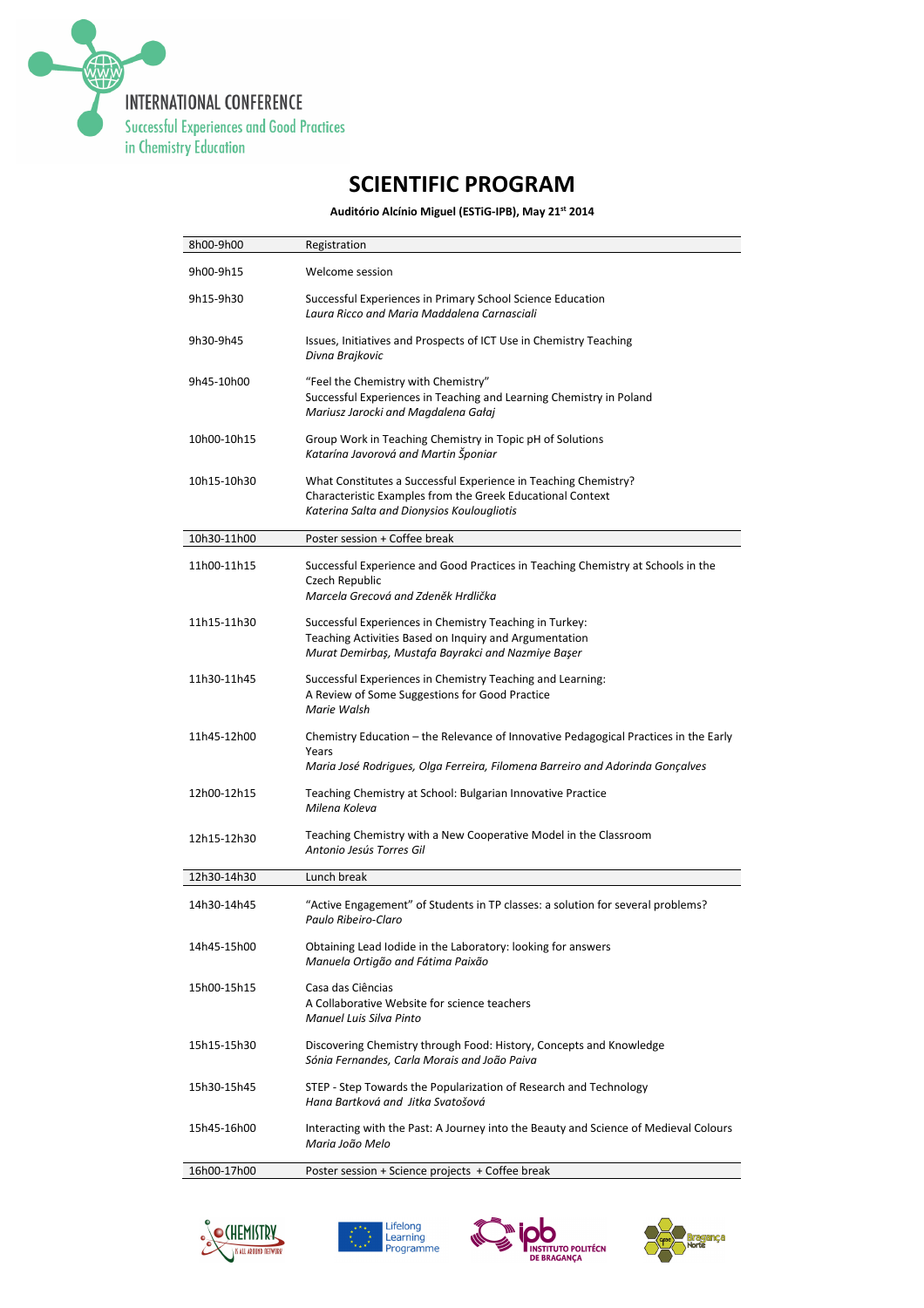INTERNATIONAL CONFERENCE

Successful Experiences and Good Practices in Chemistry Education

# SCIENTIFIC PROGRAM

**Auditório Alcínio Miguel (ESTiG-IPB), May 21st 2014**

| Time | Session |
|---|---|
| 8h00-9h00 | Registration |
| 9h00-9h15 | Welcome session |
| 9h15-9h30 | Successful Experiences in Primary School Science Education<br>*Laura Ricco and Maria Maddalena Carnasciali* |
| 9h30-9h45 | Issues, Initiatives and Prospects of ICT Use in Chemistry Teaching<br>*Divna Brajkovic* |
| 9h45-10h00 | "Feel the Chemistry with Chemistry"<br>Successful Experiences in Teaching and Learning Chemistry in Poland<br>*Mariusz Jarocki and Magdalena Gałaj* |
| 10h00-10h15 | Group Work in Teaching Chemistry in Topic pH of Solutions<br>*Katarína Javorová and Martin Šponiar* |
| 10h15-10h30 | What Constitutes a Successful Experience in Teaching Chemistry?<br>Characteristic Examples from the Greek Educational Context<br>*Katerina Salta and Dionysios Koulougliotis* |
| 10h30-11h00 | Poster session + Coffee break |
| 11h00-11h15 | Successful Experience and Good Practices in Teaching Chemistry at Schools in the Czech Republic<br>*Marcela Grecová and Zdeněk Hrdlička* |
| 11h15-11h30 | Successful Experiences in Chemistry Teaching in Turkey:<br>Teaching Activities Based on Inquiry and Argumentation<br>*Murat Demirbaş, Mustafa Bayrakci and Nazmiye Başer* |
| 11h30-11h45 | Successful Experiences in Chemistry Teaching and Learning:<br>A Review of Some Suggestions for Good Practice<br>*Marie Walsh* |
| 11h45-12h00 | Chemistry Education – the Relevance of Innovative Pedagogical Practices in the Early Years<br>*Maria José Rodrigues, Olga Ferreira, Filomena Barreiro and Adorinda Gonçalves* |
| 12h00-12h15 | Teaching Chemistry at School: Bulgarian Innovative Practice<br>*Milena Koleva* |
| 12h15-12h30 | Teaching Chemistry with a New Cooperative Model in the Classroom<br>*Antonio Jesús Torres Gil* |
| 12h30-14h30 | Lunch break |
| 14h30-14h45 | "Active Engagement" of Students in TP classes: a solution for several problems?<br>*Paulo Ribeiro-Claro* |
| 14h45-15h00 | Obtaining Lead Iodide in the Laboratory: looking for answers<br>*Manuela Ortigão and Fátima Paixão* |
| 15h00-15h15 | Casa das Ciências<br>A Collaborative Website for science teachers<br>*Manuel Luis Silva Pinto* |
| 15h15-15h30 | Discovering Chemistry through Food: History, Concepts and Knowledge<br>*Sónia Fernandes, Carla Morais and João Paiva* |
| 15h30-15h45 | STEP - Step Towards the Popularization of Research and Technology<br>*Hana Bartková and Jitka Svatošová* |
| 15h45-16h00 | Interacting with the Past: A Journey into the Beauty and Science of Medieval Colours<br>*Maria João Melo* |
| 16h00-17h00 | Poster session + Science projects + Coffee break |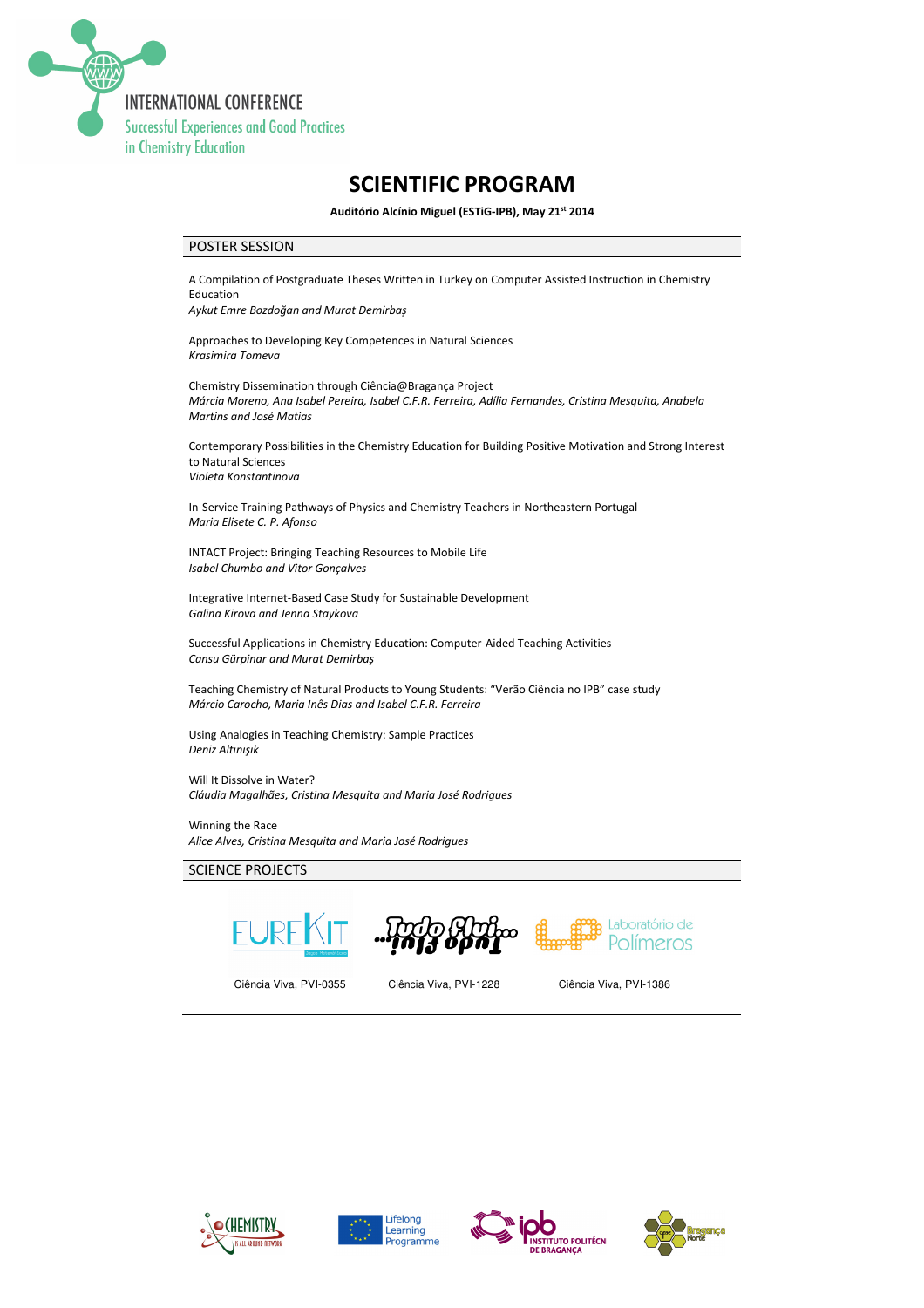INTERNATIONAL CONFERENCE
Successful Experiences and Good Practices in Chemistry Education

# SCIENTIFIC PROGRAM

**Auditório Alcínio Miguel (ESTiG-IPB), May 21st 2014**

## POSTER SESSION

A Compilation of Postgraduate Theses Written in Turkey on Computer Assisted Instruction in Chemistry Education
*Aykut Emre Bozdoğan and Murat Demirbaş*

Approaches to Developing Key Competences in Natural Sciences
*Krasimira Tomeva*

Chemistry Dissemination through Ciência@Bragança Project
*Márcia Moreno, Ana Isabel Pereira, Isabel C.F.R. Ferreira, Adília Fernandes, Cristina Mesquita, Anabela Martins and José Matias*

Contemporary Possibilities in the Chemistry Education for Building Positive Motivation and Strong Interest to Natural Sciences
*Violeta Konstantinova*

In-Service Training Pathways of Physics and Chemistry Teachers in Northeastern Portugal
*Maria Elisete C. P. Afonso*

INTACT Project: Bringing Teaching Resources to Mobile Life
*Isabel Chumbo and Vitor Gonçalves*

Integrative Internet-Based Case Study for Sustainable Development
*Galina Kirova and Jenna Staykova*

Successful Applications in Chemistry Education: Computer-Aided Teaching Activities
*Cansu Gürpinar and Murat Demirbaş*

Teaching Chemistry of Natural Products to Young Students: "Verão Ciência no IPB" case study
*Márcio Carocho, Maria Inês Dias and Isabel C.F.R. Ferreira*

Using Analogies in Teaching Chemistry: Sample Practices
*Deniz Altınışık*

Will It Dissolve in Water?
*Cláudia Magalhães, Cristina Mesquita and Maria José Rodrigues*

Winning the Race
*Alice Alves, Cristina Mesquita and Maria José Rodrigues*

## SCIENCE PROJECTS

EUREKIT — Ciência Viva, PVI-0355

Tudo Flui... — Ciência Viva, PVI-1228

Laboratório de Polímeros — Ciência Viva, PVI-1386